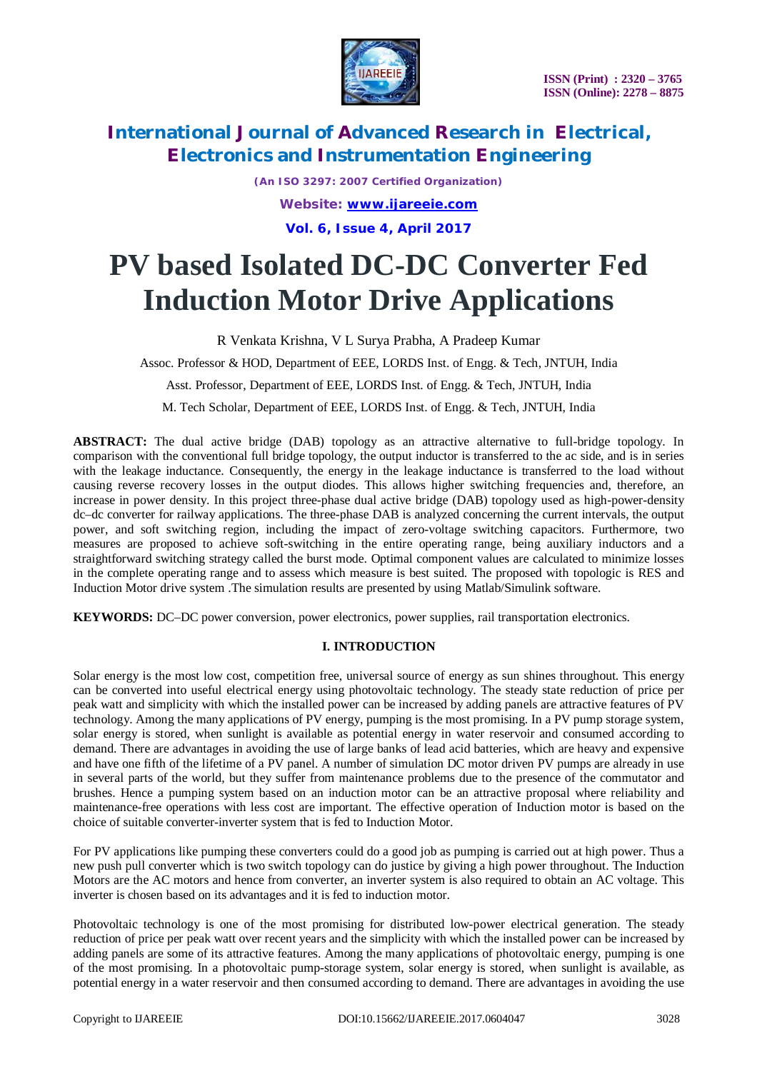# PV based Isolated DC-DC Converter Fed Induction Motor Drive Applications

R Venkata Krishna, V L Surya Prabha, A Pradeep Kumar

Assoc. Professor & HOD, Department of EEE, LORDS Inst. of Engg. & Tech, JNTUH, India

Asst. Professor, Department of EEE, LORDS Inst. of Engg. & Tech, JNTUH, India

M. Tech Scholar, Department of EEE, LORDS Inst. of Engg. & Tech, JNTUH, India

**ABSTRACT:** The dual active bridge (DAB) topology as an attractive alternative to full-bridge topology. In comparison with the conventional full bridge topology, the output inductor is transferred to the ac side, and is in series with the leakage inductance. Consequently, the energy in the leakage inductance is transferred to the load without causing reverse recovery losses in the output diodes. This allows higher switching frequencies and, therefore, an increase in power density. In this project three-phase dual active bridge (DAB) topology used as high-power-density dc–dc converter for railway applications. The three-phase DAB is analyzed concerning the current intervals, the output power, and soft switching region, including the impact of zero-voltage switching capacitors. Furthermore, two measures are proposed to achieve soft-switching in the entire operating range, being auxiliary inductors and, a straightforward switching strategy called the burst mode. Optimal component values are calculated to minimize losses in the complete operating range and to assess which measure is best suited. The proposed with topologic is RES and Induction Motor drive system .The simulation results are presented by using Matlab/Simulink software.

**KEYWORDS:** DC–DC power conversion, power electronics, power supplies, rail transportation electronics.

## I. INTRODUCTION

Solar energy is the most low cost, competition free, universal source of energy as sun shines throughout. This energy can be converted into useful electrical energy using photovoltaic technology. The steady state reduction of price per peak watt and simplicity with which the installed power can be increased by adding panels are attractive features of PV technology. Among the many applications of PV energy, pumping is the most promising. In a PV pump storage system, solar energy is stored, when sunlight is available as potential energy in water reservoir and consumed according to demand. There are advantages in avoiding the use of large banks of lead acid batteries, which are heavy and expensive and have one fifth of the lifetime of a PV panel. A number of simulation DC motor driven PV pumps are already in use in several parts of the world, but they suffer from maintenance problems due to the presence of the commutator and brushes. Hence a pumping system based on an induction motor can be an attractive proposal where reliability and maintenance-free operations with less cost are important. The effective operation of Induction motor is based on the choice of suitable converter-inverter system that is fed to Induction Motor.

For PV applications like pumping these converters could do a good job as pumping is carried out at high power. Thus a new push pull converter which is two switch topology can do justice by giving a high power throughput. The Induction Motors are the AC motors and hence from converter, an inverter system is also required to obtain an AC voltage. This inverter is chosen based on its advantages and it is fed to induction motor.

Photovoltaic technology is one of the most promising for distributed low-power electrical generation. The steady reduction of price per peak watt over recent years and the simplicity with which the installed power can be increased by adding panels are some of its attractive features. Among the many applications of photovoltaic energy, pumping is one of the most promising. In a photovoltaic pump-storage system, solar energy is stored, when sunlight is available, as potential energy in a water reservoir and then consumed according to demand. There are advantages in avoiding the use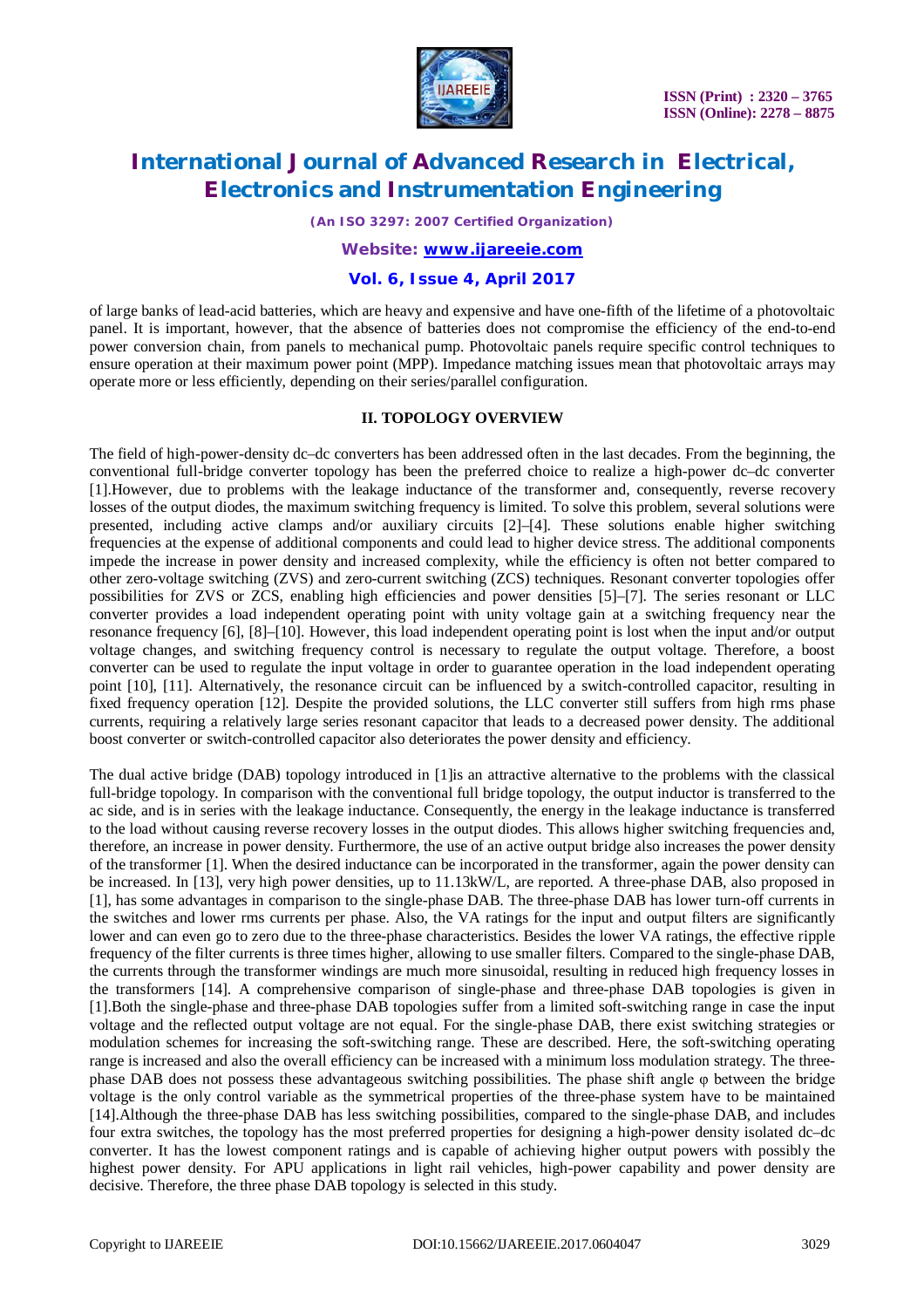of large banks of lead-acid batteries, which are heavy and expensive and have one-fifth of the lifetime of a photovoltaic panel. It is important, however, that the absence of batteries does not compromise the efficiency of the end-to-end power conversion chain, from panels to mechanical pump. Photovoltaic panels require specific control techniques to ensure operation at their maximum power point (MPP). Impedance matching issues mean that photovoltaic arrays may operate more or less efficiently, depending on their series/parallel configuration.

## II. TOPOLOGY OVERVIEW

The field of high-power-density dc–dc converters has been addressed often in the last decades. From the beginning, the conventional full-bridge converter topology has been the preferred choice to realize a high-power dc–dc converter [1].However, due to problems with the leakage inductance of the transformer and, consequently, reverse recovery losses of the output diodes, the maximum switching frequency is limited. To solve this problem, several solutions were presented, including active clamps and/or auxiliary circuits [2]–[4]. These solutions enable higher switching frequencies at the expense of additional components and could lead to higher device stress. The additional components impede the increase in power density and increased complexity, while the efficiency is often not better compared to other zero-voltage switching (ZVS) and zero-current switching (ZCS) techniques. Resonant converter topologies offer possibilities for ZVS or ZCS, enabling high efficiencies and power densities [5]–[7]. The series resonant or LLC converter provides a load independent operating point with unity voltage gain at a switching frequency near the resonance frequency [6], [8]–[10]. However, this load independent operating point is lost when the input and/or output voltage changes, and switching frequency control is necessary to regulate the output voltage. Therefore, a boost converter can be used to regulate the input voltage in order to guarantee operation in the load independent operating point [10], [11]. Alternatively, the resonance circuit can be influenced by a switch-controlled capacitor, resulting in fixed frequency operation [12]. Despite the provided solutions, the LLC converter still suffers from high rms phase currents, requiring a relatively large series resonant capacitor that leads to a decreased power density. The additional boost converter or switch-controlled capacitor also deteriorates the power density and efficiency.

The dual active bridge (DAB) topology introduced in [1]is an attractive alternative to the problems with the classical full-bridge topology. In comparison with the conventional full bridge topology, the output inductor is transferred to the ac side, and is in series with the leakage inductance. Consequently, the energy in the leakage inductance is transferred to the load without causing reverse recovery losses in the output diodes. This allows higher switching frequencies and, therefore, an increase in power density. Furthermore, the use of an active output bridge also increases the power density of the transformer [1]. When the desired inductance can be incorporated in the transformer, again the power density can be increased. In [13], very high power densities, up to 11.13kW/L, are reported. A three-phase DAB, also proposed in [1], has some advantages in comparison to the single-phase DAB. The three-phase DAB has lower turn-off currents in the switches and lower rms currents per phase. Also, the VA ratings for the input and output filters are significantly lower and can even go to zero due to the three-phase characteristics. Besides the lower VA ratings, the effective ripple frequency of the filter currents is three times higher, allowing to use smaller filters. Compared to the single-phase DAB, the currents through the transformer windings are much more sinusoidal, resulting in reduced high frequency losses in the transformers [14]. A comprehensive comparison of single-phase and three-phase DAB topologies is given in [1].Both the single-phase and three-phase DAB topologies suffer from a limited soft-switching range in case the input voltage and the reflected output voltage are not equal. For the single-phase DAB, there exist switching strategies or modulation schemes for increasing the soft-switching range. These are described. Here, the soft-switching operating range is increased and also the overall efficiency can be increased with a minimum loss modulation strategy. The three-phase DAB does not possess these advantageous switching possibilities. The phase shift angle $\varphi$ between the bridge voltage is the only control variable as the symmetrical properties of the three-phase system have to be maintained [14].Although the three-phase DAB has less switching possibilities, compared to the single-phase DAB, and includes four extra switches, the topology has the most preferred properties for designing a high-power density isolated dc–dc converter. It has the lowest component ratings and is capable of achieving higher output powers with possibly the highest power density. For APU applications in light rail vehicles, high-power capability and power density are decisive. Therefore, the three phase DAB topology is selected in this study.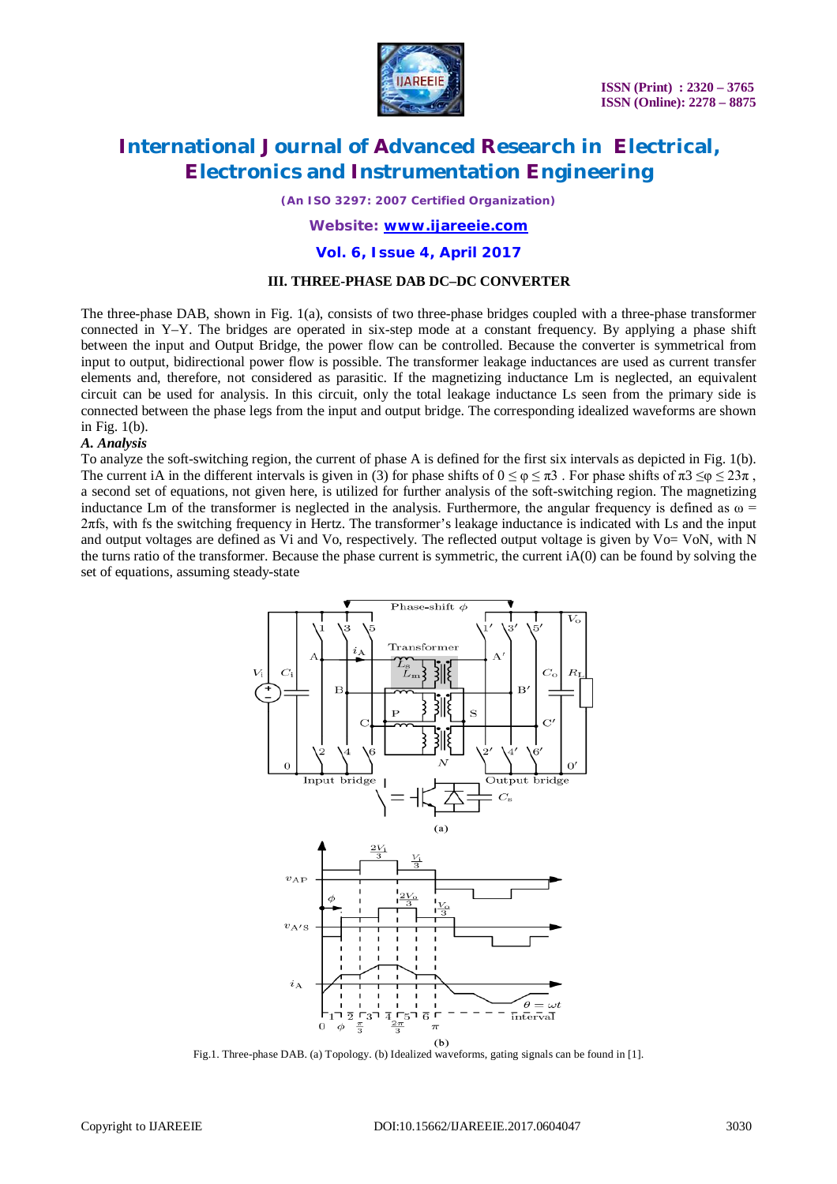### III. THREE-PHASE DAB DC–DC CONVERTER

The three-phase DAB, shown in Fig. 1(a), consists of two three-phase bridges coupled with a three-phase transformer connected in Y–Y. The bridges are operated in six-step mode at a constant frequency. By applying a phase shift between the input and Output Bridge, the power flow can be controlled. Because the converter is symmetrical from input to output, bidirectional power flow is possible. The transformer leakage inductances are used as current transfer elements and, therefore, not considered as parasitic. If the magnetizing inductance Lm is neglected, an equivalent circuit can be used for analysis. In this circuit, only the total leakage inductance Ls seen from the primary side is connected between the phase legs from the input and output bridge. The corresponding idealized waveforms are shown in Fig. 1(b).

***A. Analysis***

To analyze the soft-switching region, the current of phase A is defined for the first six intervals as depicted in Fig. 1(b). The current iA in the different intervals is given in (3) for phase shifts of $0 \leq \varphi \leq \pi3$ . For phase shifts of $\pi3 \leq \varphi \leq 23\pi$ , a second set of equations, not given here, is utilized for further analysis of the soft-switching region. The magnetizing inductance Lm of the transformer is neglected in the analysis. Furthermore, the angular frequency is defined as $\omega = 2\pi fs$, with fs the switching frequency in Hertz. The transformer's leakage inductance is indicated with Ls and the input and output voltages are defined as Vi and Vo, respectively. The reflected output voltage is given by Vo= VoN, with N the turns ratio of the transformer. Because the phase current is symmetric, the current iA(0) can be found by solving the set of equations, assuming steady-state

Fig.1. Three-phase DAB. (a) Topology. (b) Idealized waveforms, gating signals can be found in [1].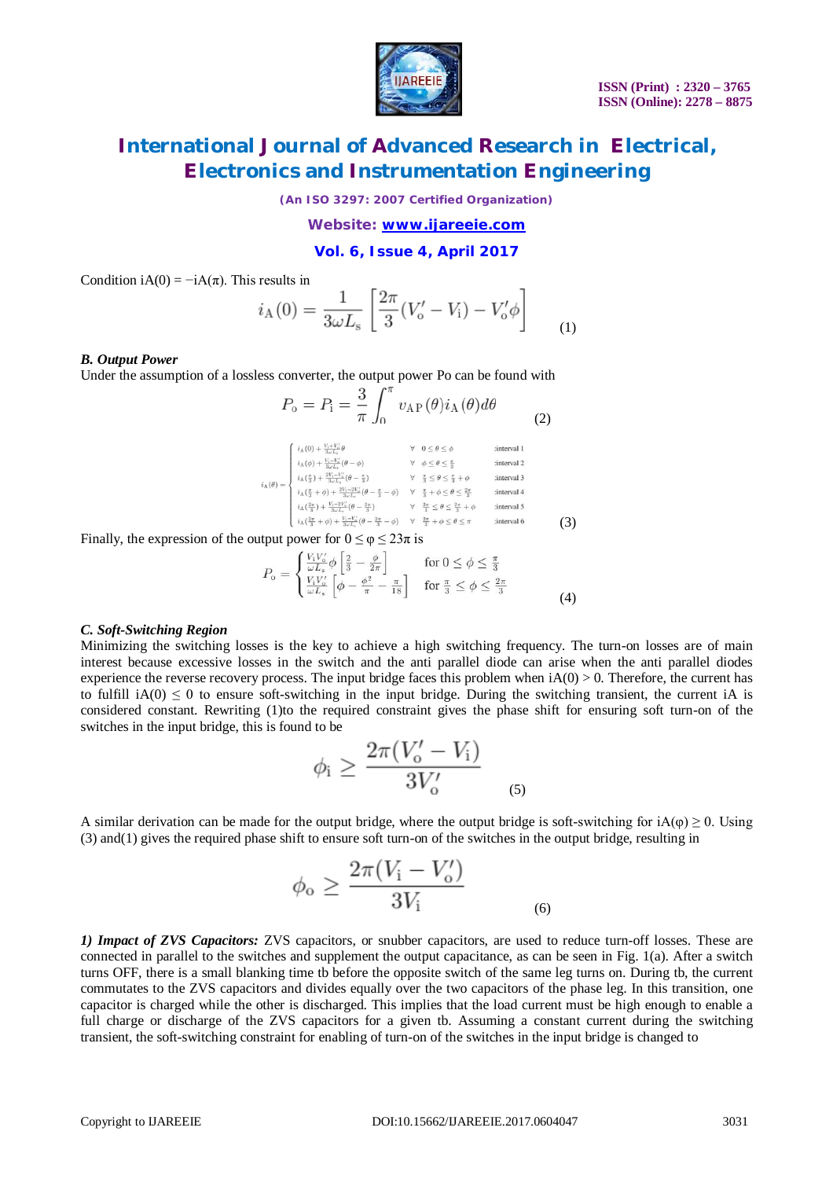Condition iA(0) = −iA(π). This results in

$$i_{\rm A}(0) = \frac{1}{3\omega L_{\rm s}}\left[\frac{2\pi}{3}(V_{\rm o}' - V_{\rm i}) - V_{\rm o}'\phi\right] \tag{1}$$

### *B. Output Power*

Under the assumption of a lossless converter, the output power Po can be found with

$$P_{\rm o} = P_{\rm i} = \frac{3}{\pi}\int_0^{\pi} v_{\rm AP}(\theta) i_{\rm A}(\theta) d\theta \tag{2}$$

$$i_{\rm A}(\theta) = \begin{cases} i_{\rm A}(0) + \frac{V_{\rm i}+V_{\rm o}'}{3\omega L_{\rm s}}\theta & \forall\ \ 0 \le \theta \le \phi & \text{:interval 1} \\ i_{\rm A}(\phi) + \frac{V_{\rm i}-V_{\rm o}'}{3\omega L_{\rm s}}(\theta - \phi) & \forall\ \ \phi \le \theta \le \frac{\pi}{3} & \text{:interval 2} \\ i_{\rm A}(\frac{\pi}{3}) + \frac{2V_{\rm i}-V_{\rm o}'}{3\omega L_{\rm s}}(\theta - \frac{\pi}{3}) & \forall\ \ \frac{\pi}{3} \le \theta \le \frac{\pi}{3} + \phi & \text{:interval 3} \\ i_{\rm A}(\frac{\pi}{3}+\phi) + \frac{2V_{\rm i}-2V_{\rm o}'}{3\omega L_{\rm s}}(\theta - \frac{\pi}{3} - \phi) & \forall\ \ \frac{\pi}{3}+\phi \le \theta \le \frac{2\pi}{3} & \text{:interval 4} \\ i_{\rm A}(\frac{2\pi}{3}) + \frac{V_{\rm i}-2V_{\rm o}'}{3\omega L_{\rm s}}(\theta - \frac{2\pi}{3}) & \forall\ \ \frac{2\pi}{3} \le \theta \le \frac{2\pi}{3} + \phi & \text{:interval 5} \\ i_{\rm A}(\frac{2\pi}{3}+\phi) + \frac{V_{\rm i}-V_{\rm o}'}{3\omega L_{\rm s}}(\theta - \frac{2\pi}{3} - \phi) & \forall\ \ \frac{2\pi}{3}+\phi \le \theta \le \pi & \text{:interval 6} \end{cases} \tag{3}$$

Finally, the expression of the output power for $0 \leq \varphi \leq 23\pi$ is

$$P_{\rm o} = \begin{cases} \frac{V_{\rm i}V_{\rm o}'}{\omega L_{\rm s}}\phi\left[\frac{2}{3} - \frac{\phi}{2\pi}\right] & \text{for } 0 \le \phi \le \frac{\pi}{3} \\ \frac{V_{\rm i}V_{\rm o}'}{\omega L_{\rm s}}\left[\phi - \frac{\phi^2}{\pi} - \frac{\pi}{18}\right] & \text{for } \frac{\pi}{3} \le \phi \le \frac{2\pi}{3} \end{cases} \tag{4}$$

### *C. Soft-Switching Region*

Minimizing the switching losses is the key to achieve a high switching frequency. The turn-on losses are of main interest because excessive losses in the switch and the anti parallel diode can arise when the anti parallel diodes experience the reverse recovery process. The input bridge faces this problem when iA(0) > 0. Therefore, the current has to fulfill iA(0) ≤ 0 to ensure soft-switching in the input bridge. During the switching transient, the current iA is considered constant. Rewriting (1)to the required constraint gives the phase shift for ensuring soft turn-on of the switches in the input bridge, this is found to be

$$\phi_{\rm i} \geq \frac{2\pi(V_{\rm o}' - V_{\rm i})}{3V_{\rm o}'} \tag{5}$$

A similar derivation can be made for the output bridge, where the output bridge is soft-switching for iA(φ) ≥ 0. Using (3) and(1) gives the required phase shift to ensure soft turn-on of the switches in the output bridge, resulting in

$$\phi_{\rm o} \geq \frac{2\pi(V_{\rm i} - V_{\rm o}')}{3V_{\rm i}} \tag{6}$$

***1) Impact of ZVS Capacitors:*** ZVS capacitors, or snubber capacitors, are used to reduce turn-off losses. These are connected in parallel to the switches and supplement the output capacitance, as can be seen in Fig. 1(a). After a switch turns OFF, there is a small blanking time tb before the opposite switch of the same leg turns on. During tb, the current commutates to the ZVS capacitors and divides equally over the two capacitors of the phase leg. In this transition, one capacitor is charged while the other is discharged. This implies that the load current must be high enough to enable a full charge or discharge of the ZVS capacitors for a given tb. Assuming a constant current during the switching transient, the soft-switching constraint for enabling of turn-on of the switches in the input bridge is changed to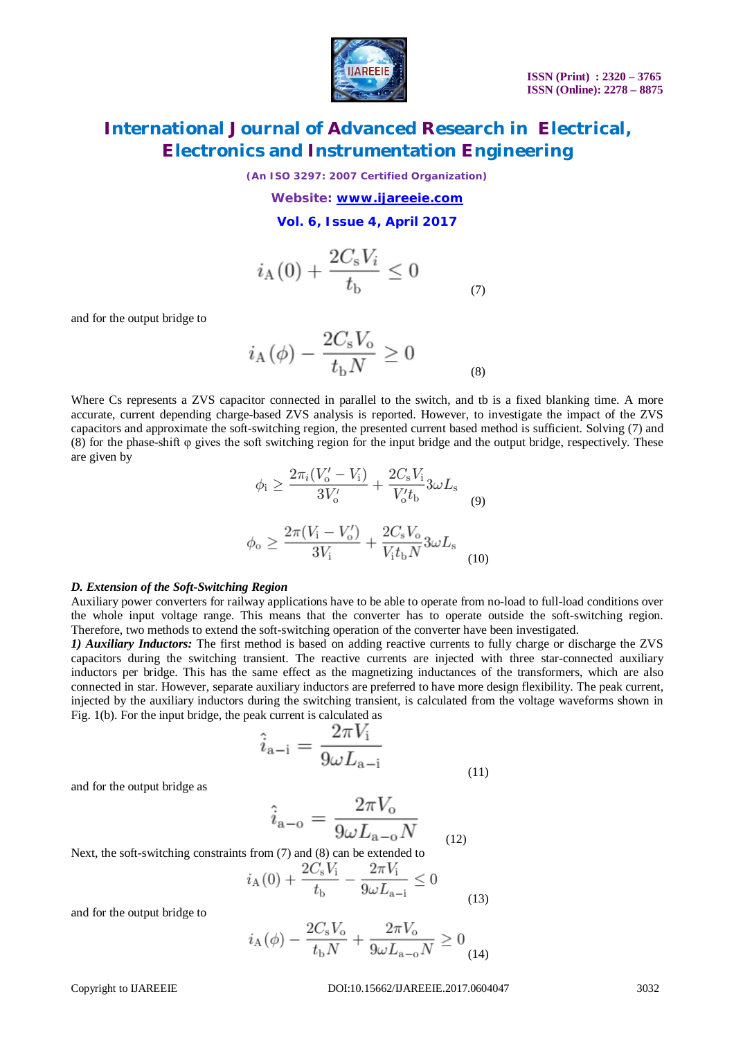$$i_{\mathrm{A}}(0) + \frac{2C_{\mathrm{s}}V_i}{t_{\mathrm{b}}} \leq 0 \tag{7}$$

and for the output bridge to

$$i_{\mathrm{A}}(\phi) - \frac{2C_{\mathrm{s}}V_{\mathrm{o}}}{t_{\mathrm{b}}N} \geq 0 \tag{8}$$

Where Cs represents a ZVS capacitor connected in parallel to the switch, and tb is a fixed blanking time. A more accurate, current depending charge-based ZVS analysis is reported. However, to investigate the impact of the ZVS capacitors and approximate the soft-switching region, the presented current based method is sufficient. Solving (7) and (8) for the phase-shift φ gives the soft switching region for the input bridge and the output bridge, respectively. These are given by

$$\phi_{\mathrm{i}} \geq \frac{2\pi_i(V_{\mathrm{o}}' - V_{\mathrm{i}})}{3V_{\mathrm{o}}'} + \frac{2C_{\mathrm{s}}V_{\mathrm{i}}}{V_{\mathrm{o}}'t_{\mathrm{b}}}3\omega L_{\mathrm{s}} \tag{9}$$

$$\phi_{\mathrm{o}} \geq \frac{2\pi(V_{\mathrm{i}} - V_{\mathrm{o}}')}{3V_{\mathrm{i}}} + \frac{2C_{\mathrm{s}}V_{\mathrm{o}}}{V_{\mathrm{i}}t_{\mathrm{b}}N}3\omega L_{\mathrm{s}} \tag{10}$$

### *D. Extension of the Soft-Switching Region*

Auxiliary power converters for railway applications have to be able to operate from no-load to full-load conditions over the whole input voltage range. This means that the converter has to operate outside the soft-switching region. Therefore, two methods to extend the soft-switching operation of the converter have been investigated.

***1) Auxiliary Inductors:*** The first method is based on adding reactive currents to fully charge or discharge the ZVS capacitors during the switching transient. The reactive currents are injected with three star-connected auxiliary inductors per bridge. This has the same effect as the magnetizing inductances of the transformers, which are also connected in star. However, separate auxiliary inductors are preferred to have more design flexibility. The peak current, injected by the auxiliary inductors during the switching transient, is calculated from the voltage waveforms shown in Fig. 1(b). For the input bridge, the peak current is calculated as

$$\hat{i}_{\mathrm{a-i}} = \frac{2\pi V_{\mathrm{i}}}{9\omega L_{\mathrm{a-i}}} \tag{11}$$

and for the output bridge as

$$\hat{i}_{\mathrm{a-o}} = \frac{2\pi V_{\mathrm{o}}}{9\omega L_{\mathrm{a-o}}N} \tag{12}$$

Next, the soft-switching constraints from (7) and (8) can be extended to

$$i_{\mathrm{A}}(0) + \frac{2C_{\mathrm{s}}V_{\mathrm{i}}}{t_{\mathrm{b}}} - \frac{2\pi V_{\mathrm{i}}}{9\omega L_{\mathrm{a-i}}} \leq 0 \tag{13}$$

and for the output bridge to

$$i_{\mathrm{A}}(\phi) - \frac{2C_{\mathrm{s}}V_{\mathrm{o}}}{t_{\mathrm{b}}N} + \frac{2\pi V_{\mathrm{o}}}{9\omega L_{\mathrm{a-o}}N} \geq 0 \tag{14}$$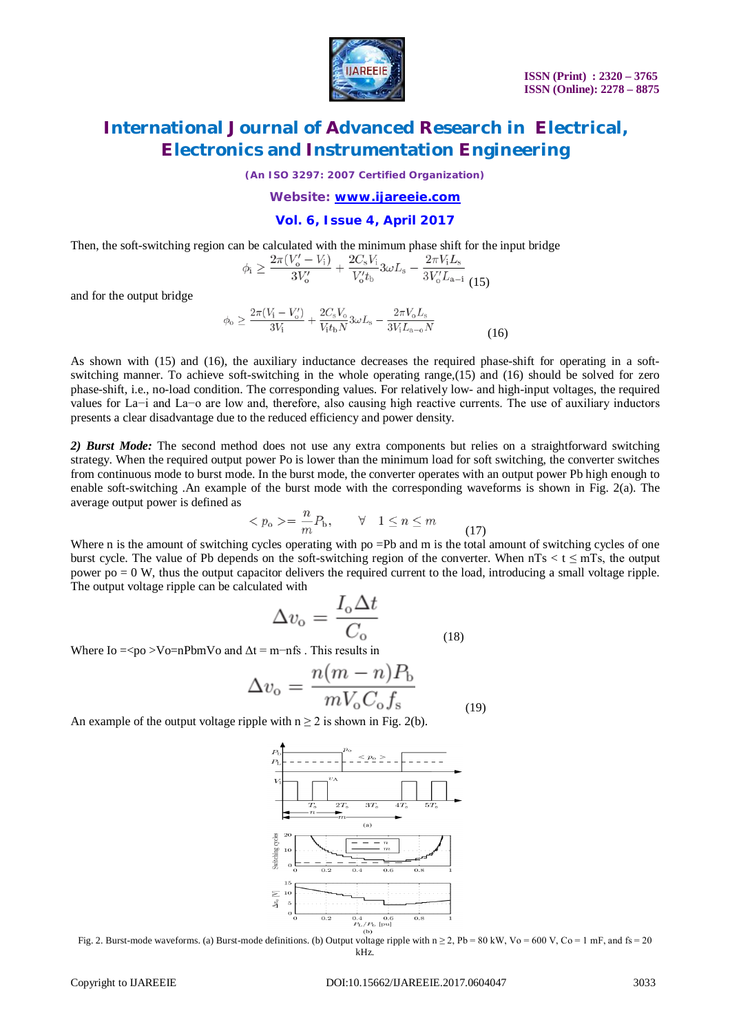Then, the soft-switching region can be calculated with the minimum phase shift for the input bridge

$$\phi_{\mathrm{i}} \geq \frac{2\pi(V_{\mathrm{o}}' - V_{\mathrm{i}})}{3V_{\mathrm{o}}'} + \frac{2C_{\mathrm{s}}V_{\mathrm{i}}}{V_{\mathrm{o}}'t_{\mathrm{b}}}3\omega L_{\mathrm{s}} - \frac{2\pi V_{\mathrm{i}}L_{\mathrm{s}}}{3V_{\mathrm{o}}'L_{\mathrm{a-i}}} \quad (15)$$

and for the output bridge

$$\phi_{\mathrm{o}} \geq \frac{2\pi(V_{\mathrm{i}} - V_{\mathrm{o}}')}{3V_{\mathrm{i}}} + \frac{2C_{\mathrm{s}}V_{\mathrm{o}}}{V_{\mathrm{i}}t_{\mathrm{b}}N}3\omega L_{\mathrm{s}} - \frac{2\pi V_{\mathrm{o}}L_{\mathrm{s}}}{3V_{\mathrm{i}}L_{\mathrm{a-o}}N} \quad (16)$$

As shown with (15) and (16), the auxiliary inductance decreases the required phase-shift for operating in a soft-switching manner. To achieve soft-switching in the whole operating range,(15) and (16) should be solved for zero phase-shift, i.e., no-load condition. The corresponding values. For relatively low- and high-input voltages, the required values for La−i and La−o are low and, therefore, also causing high reactive currents. The use of auxiliary inductors presents a clear disadvantage due to the reduced efficiency and power density.

***2) Burst Mode:*** The second method does not use any extra components but relies on a straightforward switching strategy. When the required output power Po is lower than the minimum load for soft switching, the converter switches from continuous mode to burst mode. In the burst mode, the converter operates with an output power Pb high enough to enable soft-switching .An example of the burst mode with the corresponding waveforms is shown in Fig. 2(a). The average output power is defined as

$$< p_{\mathrm{o}} >= \frac{n}{m}P_{\mathrm{b}}, \qquad \forall \quad 1 \leq n \leq m \quad (17)$$

Where n is the amount of switching cycles operating with po =Pb and m is the total amount of switching cycles of one burst cycle. The value of Pb depends on the soft-switching region of the converter. When nTs < t ≤ mTs, the output power po = 0 W, thus the output capacitor delivers the required current to the load, introducing a small voltage ripple. The output voltage ripple can be calculated with

$$\Delta v_{\mathrm{o}} = \frac{I_{\mathrm{o}}\Delta t}{C_{\mathrm{o}}} \quad (18)$$

Where Io =<po >Vo=nPbmVo and Δt = m−nfs . This results in

$$\Delta v_{\mathrm{o}} = \frac{n(m-n)P_{\mathrm{b}}}{mV_{\mathrm{o}}C_{\mathrm{o}}f_{\mathrm{s}}} \quad (19)$$

An example of the output voltage ripple with n ≥ 2 is shown in Fig. 2(b).

Fig. 2. Burst-mode waveforms. (a) Burst-mode definitions. (b) Output voltage ripple with n ≥ 2, Pb = 80 kW, Vo = 600 V, Co = 1 mF, and fs = 20 kHz.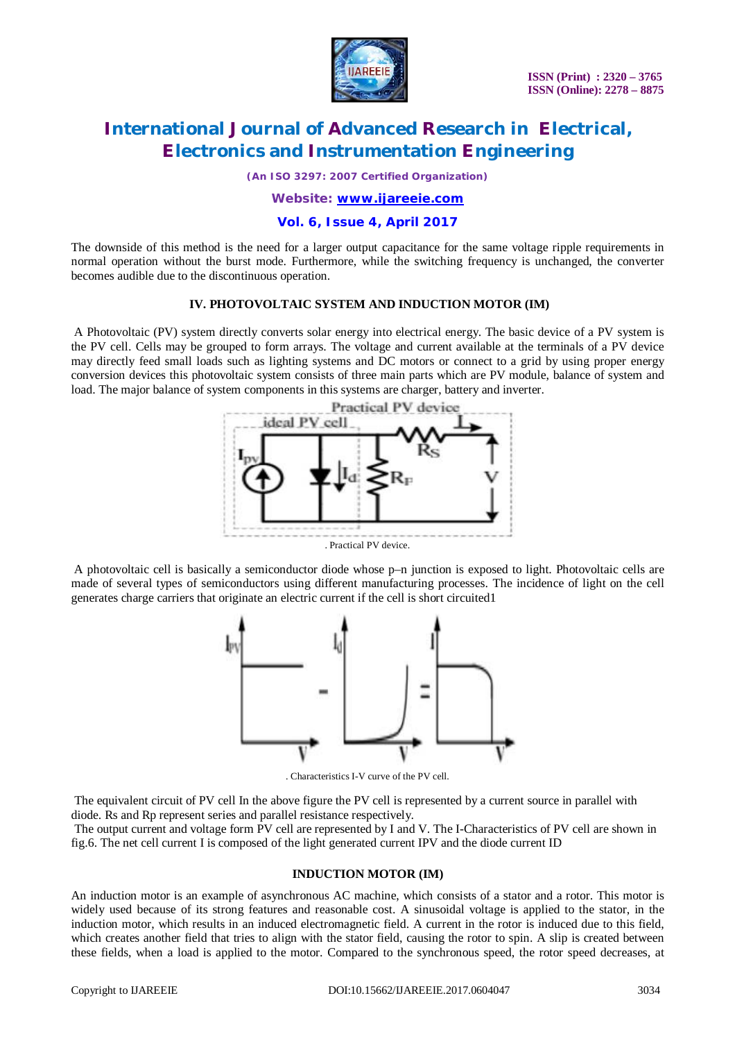The downside of this method is the need for a larger output capacitance for the same voltage ripple requirements in normal operation without the burst mode. Furthermore, while the switching frequency is unchanged, the converter becomes audible due to the discontinuous operation.

## IV. PHOTOVOLTAIC SYSTEM AND INDUCTION MOTOR (IM)

A Photovoltaic (PV) system directly converts solar energy into electrical energy. The basic device of a PV system is the PV cell. Cells may be grouped to form arrays. The voltage and current available at the terminals of a PV device may directly feed small loads such as lighting systems and DC motors or connect to a grid by using proper energy conversion devices this photovoltaic system consists of three main parts which are PV module, balance of system and load. The major balance of system components in this systems are charger, battery and inverter.

. Practical PV device.

A photovoltaic cell is basically a semiconductor diode whose p–n junction is exposed to light. Photovoltaic cells are made of several types of semiconductors using different manufacturing processes. The incidence of light on the cell generates charge carriers that originate an electric current if the cell is short circuited1

. Characteristics I-V curve of the PV cell.

The equivalent circuit of PV cell In the above figure the PV cell is represented by a current source in parallel with diode. Rs and Rp represent series and parallel resistance respectively.

The output current and voltage form PV cell are represented by I and V. The I-Characteristics of PV cell are shown in fig.6. The net cell current I is composed of the light generated current IPV and the diode current ID

## INDUCTION MOTOR (IM)

An induction motor is an example of asynchronous AC machine, which consists of a stator and a rotor. This motor is widely used because of its strong features and reasonable cost. A sinusoidal voltage is applied to the stator, in the induction motor, which results in an induced electromagnetic field. A current in the rotor is induced due to this field, which creates another field that tries to align with the stator field, causing the rotor to spin. A slip is created between these fields, when a load is applied to the motor. Compared to the synchronous speed, the rotor speed decreases, at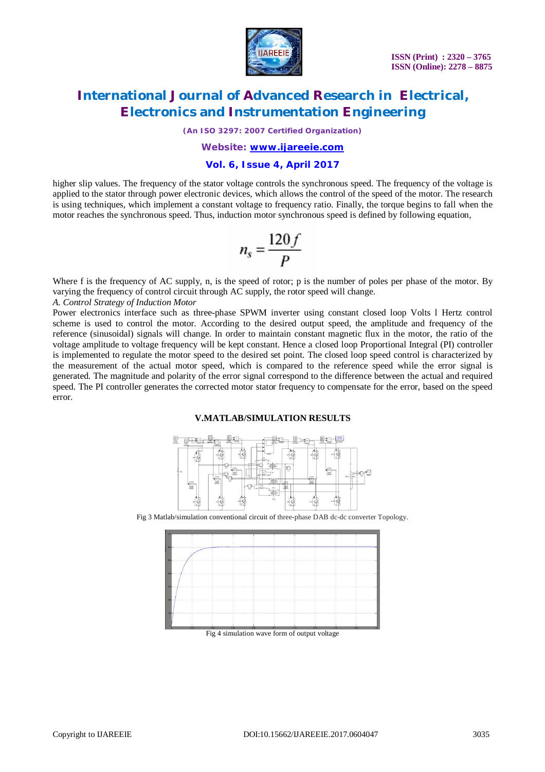higher slip values. The frequency of the stator voltage controls the synchronous speed. The frequency of the voltage is applied to the stator through power electronic devices, which allows the control of the speed of the motor. The research is using techniques, which implement a constant voltage to frequency ratio. Finally, the torque begins to fall when the motor reaches the synchronous speed. Thus, induction motor synchronous speed is defined by following equation,

$$n_s = \frac{120 f}{P}$$

Where f is the frequency of AC supply, n, is the speed of rotor; p is the number of poles per phase of the motor. By varying the frequency of control circuit through AC supply, the rotor speed will change.

*A. Control Strategy of Induction Motor*

Power electronics interface such as three-phase SPWM inverter using constant closed loop Volts l Hertz control scheme is used to control the motor. According to the desired output speed, the amplitude and frequency of the reference (sinusoidal) signals will change. In order to maintain constant magnetic flux in the motor, the ratio of the voltage amplitude to voltage frequency will be kept constant. Hence a closed loop Proportional Integral (PI) controller is implemented to regulate the motor speed to the desired set point. The closed loop speed control is characterized by the measurement of the actual motor speed, which is compared to the reference speed while the error signal is generated. The magnitude and polarity of the error signal correspond to the difference between the actual and required speed. The PI controller generates the corrected motor stator frequency to compensate for the error, based on the speed error.

## V.MATLAB/SIMULATION RESULTS

Fig 3 Matlab/simulation conventional circuit of three-phase DAB dc-dc converter Topology.

Fig 4 simulation wave form of output voltage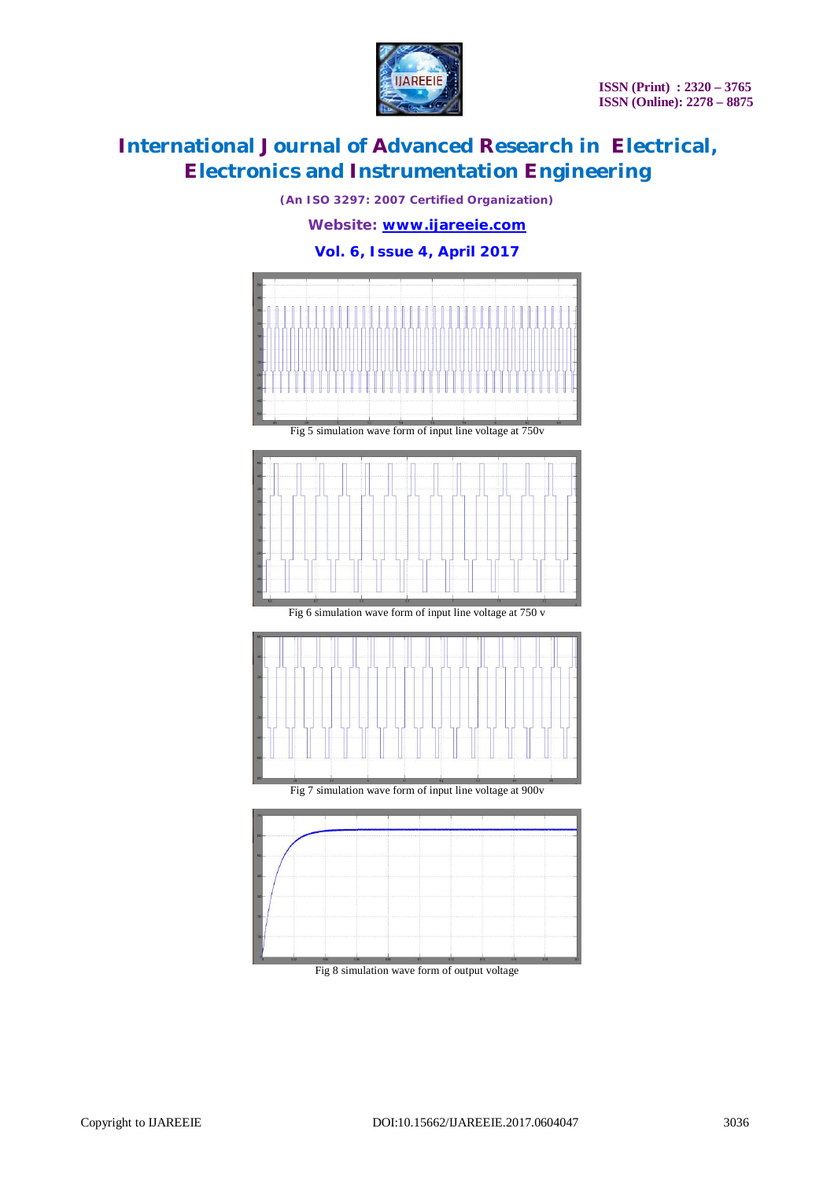Fig 5 simulation wave form of input line voltage at 750v

Fig 6 simulation wave form of input line voltage at 750 v

Fig 7 simulation wave form of input line voltage at 900v

Fig 8 simulation wave form of output voltage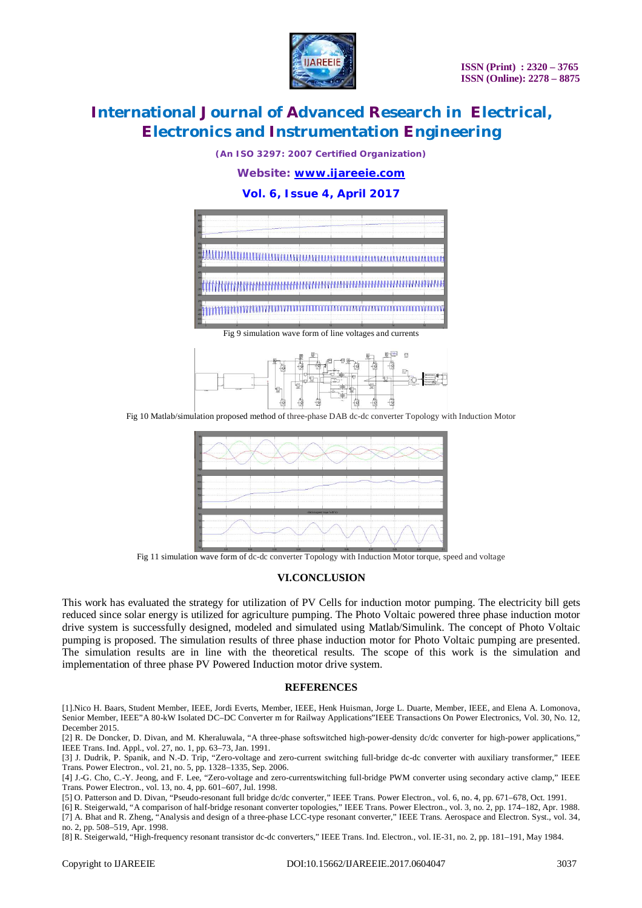Fig 9 simulation wave form of line voltages and currents

Fig 10 Matlab/simulation proposed method of three-phase DAB dc-dc converter Topology with Induction Motor

Fig 11 simulation wave form of dc-dc converter Topology with Induction Motor torque, speed and voltage

## VI.CONCLUSION

This work has evaluated the strategy for utilization of PV Cells for induction motor pumping. The electricity bill gets reduced since solar energy is utilized for agriculture pumping. The Photo Voltaic powered three phase induction motor drive system is successfully designed, modeled and simulated using Matlab/Simulink. The concept of Photo Voltaic pumping is proposed. The simulation results of three phase induction motor for Photo Voltaic pumping are presented. The simulation results are in line with the theoretical results. The scope of this work is the simulation and implementation of three phase PV Powered Induction motor drive system.

## REFERENCES

[1].Nico H. Baars, Student Member, IEEE, Jordi Everts, Member, IEEE, Henk Huisman, Jorge L. Duarte, Member, IEEE, and Elena A. Lomonova, Senior Member, IEEE"A 80-kW Isolated DC–DC Converter m for Railway Applications"IEEE Transactions On Power Electronics, Vol. 30, No. 12, December 2015.

[2] R. De Doncker, D. Divan, and M. Kheraluwala, "A three-phase softswitched high-power-density dc/dc converter for high-power applications," IEEE Trans. Ind. Appl., vol. 27, no. 1, pp. 63–73, Jan. 1991.

[3] J. Dudrik, P. Spanik, and N.-D. Trip, "Zero-voltage and zero-current switching full-bridge dc-dc converter with auxiliary transformer," IEEE Trans. Power Electron., vol. 21, no. 5, pp. 1328–1335, Sep. 2006.

[4] J.-G. Cho, C.-Y. Jeong, and F. Lee, "Zero-voltage and zero-currentswitching full-bridge PWM converter using secondary active clamp," IEEE Trans. Power Electron., vol. 13, no. 4, pp. 601–607, Jul. 1998.

[5] O. Patterson and D. Divan, "Pseudo-resonant full bridge dc/dc converter," IEEE Trans. Power Electron., vol. 6, no. 4, pp. 671–678, Oct. 1991.

[6] R. Steigerwald, "A comparison of half-bridge resonant converter topologies," IEEE Trans. Power Electron., vol. 3, no. 2, pp. 174–182, Apr. 1988.

[7] A. Bhat and R. Zheng, "Analysis and design of a three-phase LCC-type resonant converter," IEEE Trans. Aerospace and Electron. Syst., vol. 34, no. 2, pp. 508–519, Apr. 1998.

[8] R. Steigerwald, "High-frequency resonant transistor dc-dc converters," IEEE Trans. Ind. Electron., vol. IE-31, no. 2, pp. 181–191, May 1984.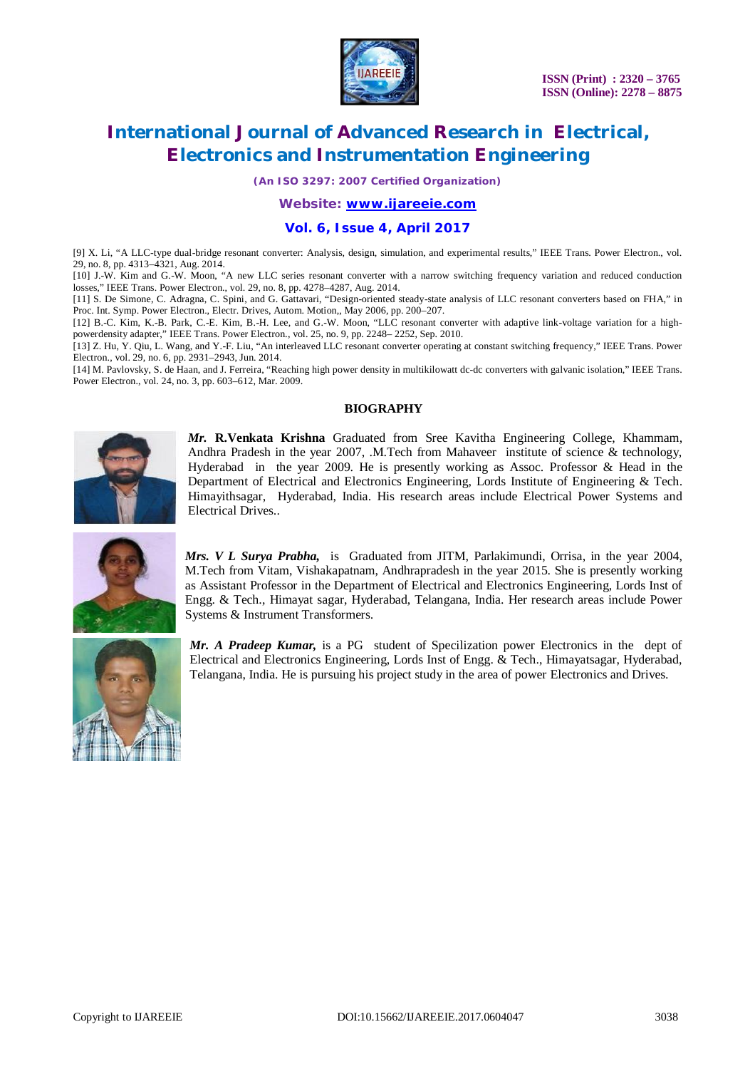[9] X. Li, "A LLC-type dual-bridge resonant converter: Analysis, design, simulation, and experimental results," IEEE Trans. Power Electron., vol. 29, no. 8, pp. 4313–4321, Aug. 2014.

[10] J.-W. Kim and G.-W. Moon, "A new LLC series resonant converter with a narrow switching frequency variation and reduced conduction losses," IEEE Trans. Power Electron., vol. 29, no. 8, pp. 4278–4287, Aug. 2014.

[11] S. De Simone, C. Adragna, C. Spini, and G. Gattavari, "Design-oriented steady-state analysis of LLC resonant converters based on FHA," in Proc. Int. Symp. Power Electron., Electr. Drives, Autom. Motion,, May 2006, pp. 200–207.

[12] B.-C. Kim, K.-B. Park, C.-E. Kim, B.-H. Lee, and G.-W. Moon, "LLC resonant converter with adaptive link-voltage variation for a high-powerdensity adapter," IEEE Trans. Power Electron., vol. 25, no. 9, pp. 2248– 2252, Sep. 2010.

[13] Z. Hu, Y. Qiu, L. Wang, and Y.-F. Liu, "An interleaved LLC resonant converter operating at constant switching frequency," IEEE Trans. Power Electron., vol. 29, no. 6, pp. 2931–2943, Jun. 2014.

[14] M. Pavlovsky, S. de Haan, and J. Ferreira, "Reaching high power density in multikilowatt dc-dc converters with galvanic isolation," IEEE Trans. Power Electron., vol. 24, no. 3, pp. 603–612, Mar. 2009.

## BIOGRAPHY

***Mr.*** **R.Venkata Krishna** Graduated from Sree Kavitha Engineering College, Khammam, Andhra Pradesh in the year 2007, .M.Tech from Mahaveer institute of science & technology, Hyderabad in the year 2009. He is presently working as Assoc. Professor & Head in the Department of Electrical and Electronics Engineering, Lords Institute of Engineering & Tech. Himayithsagar, Hyderabad, India. His research areas include Electrical Power Systems and Electrical Drives..

***Mrs. V L Surya Prabha,*** is Graduated from JITM, Parlakimundi, Orrisa, in the year 2004, M.Tech from Vitam, Vishakapatnam, Andhrapradesh in the year 2015. She is presently working as Assistant Professor in the Department of Electrical and Electronics Engineering, Lords Inst of Engg. & Tech., Himayat sagar, Hyderabad, Telangana, India. Her research areas include Power Systems & Instrument Transformers.

***Mr. A Pradeep Kumar,*** is a PG student of Specilization power Electronics in the dept of Electrical and Electronics Engineering, Lords Inst of Engg. & Tech., Himayatsagar, Hyderabad, Telangana, India. He is pursuing his project study in the area of power Electronics and Drives.